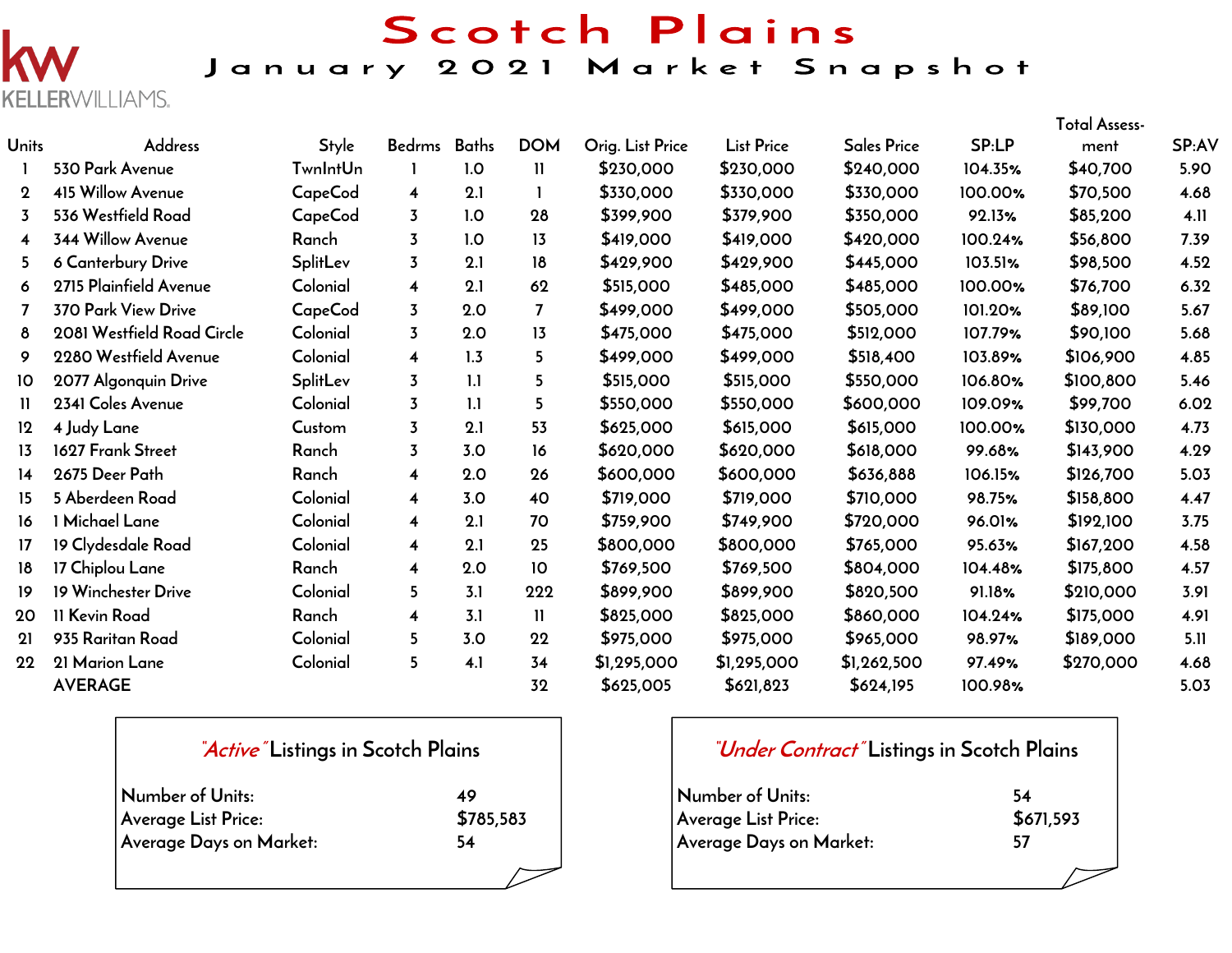# Scotch Plains

## January 2021 Market Snapshot

KELLERWILLIAMS.

| Units | Address | Style | Bedrms | Baths | DOM | Orig. List Price | List Price | Sales Price | SP:LP | Total Assess-ment | SP:AV |
|---|---|---|---|---|---|---|---|---|---|---|---|
| 1 | 530 Park Avenue | TwnIntUn | 1 | 1.0 | 11 | $230,000 | $230,000 | $240,000 | 104.35% | $40,700 | 5.90 |
| 2 | 415 Willow Avenue | CapeCod | 4 | 2.1 | 1 | $330,000 | $330,000 | $330,000 | 100.00% | $70,500 | 4.68 |
| 3 | 536 Westfield Road | CapeCod | 3 | 1.0 | 28 | $399,900 | $379,900 | $350,000 | 92.13% | $85,200 | 4.11 |
| 4 | 344 Willow Avenue | Ranch | 3 | 1.0 | 13 | $419,000 | $419,000 | $420,000 | 100.24% | $56,800 | 7.39 |
| 5 | 6 Canterbury Drive | SplitLev | 3 | 2.1 | 18 | $429,900 | $429,900 | $445,000 | 103.51% | $98,500 | 4.52 |
| 6 | 2715 Plainfield Avenue | Colonial | 4 | 2.1 | 62 | $515,000 | $485,000 | $485,000 | 100.00% | $76,700 | 6.32 |
| 7 | 370 Park View Drive | CapeCod | 3 | 2.0 | 7 | $499,000 | $499,000 | $505,000 | 101.20% | $89,100 | 5.67 |
| 8 | 2081 Westfield Road Circle | Colonial | 3 | 2.0 | 13 | $475,000 | $475,000 | $512,000 | 107.79% | $90,100 | 5.68 |
| 9 | 2280 Westfield Avenue | Colonial | 4 | 1.3 | 5 | $499,000 | $499,000 | $518,400 | 103.89% | $106,900 | 4.85 |
| 10 | 2077 Algonquin Drive | SplitLev | 3 | 1.1 | 5 | $515,000 | $515,000 | $550,000 | 106.80% | $100,800 | 5.46 |
| 11 | 2341 Coles Avenue | Colonial | 3 | 1.1 | 5 | $550,000 | $550,000 | $600,000 | 109.09% | $99,700 | 6.02 |
| 12 | 4 Judy Lane | Custom | 3 | 2.1 | 53 | $625,000 | $615,000 | $615,000 | 100.00% | $130,000 | 4.73 |
| 13 | 1627 Frank Street | Ranch | 3 | 3.0 | 16 | $620,000 | $620,000 | $618,000 | 99.68% | $143,900 | 4.29 |
| 14 | 2675 Deer Path | Ranch | 4 | 2.0 | 26 | $600,000 | $600,000 | $636,888 | 106.15% | $126,700 | 5.03 |
| 15 | 5 Aberdeen Road | Colonial | 4 | 3.0 | 40 | $719,000 | $719,000 | $710,000 | 98.75% | $158,800 | 4.47 |
| 16 | 1 Michael Lane | Colonial | 4 | 2.1 | 70 | $759,900 | $749,900 | $720,000 | 96.01% | $192,100 | 3.75 |
| 17 | 19 Clydesdale Road | Colonial | 4 | 2.1 | 25 | $800,000 | $800,000 | $765,000 | 95.63% | $167,200 | 4.58 |
| 18 | 17 Chiplou Lane | Ranch | 4 | 2.0 | 10 | $769,500 | $769,500 | $804,000 | 104.48% | $175,800 | 4.57 |
| 19 | 19 Winchester Drive | Colonial | 5 | 3.1 | 222 | $899,900 | $899,900 | $820,500 | 91.18% | $210,000 | 3.91 |
| 20 | 11 Kevin Road | Ranch | 4 | 3.1 | 11 | $825,000 | $825,000 | $860,000 | 104.24% | $175,000 | 4.91 |
| 21 | 935 Raritan Road | Colonial | 5 | 3.0 | 22 | $975,000 | $975,000 | $965,000 | 98.97% | $189,000 | 5.11 |
| 22 | 21 Marion Lane | Colonial | 5 | 4.1 | 34 | $1,295,000 | $1,295,000 | $1,262,500 | 97.49% | $270,000 | 4.68 |
| | AVERAGE | | | | 32 | $625,005 | $621,823 | $624,195 | 100.98% | | 5.03 |

### *"Active"* Listings in Scotch Plains

| | |
|---|---|
| Number of Units: | 49 |
| Average List Price: | $785,583 |
| Average Days on Market: | 54 |

### *"Under Contract"* Listings in Scotch Plains

| | |
|---|---|
| Number of Units: | 54 |
| Average List Price: | $671,593 |
| Average Days on Market: | 57 |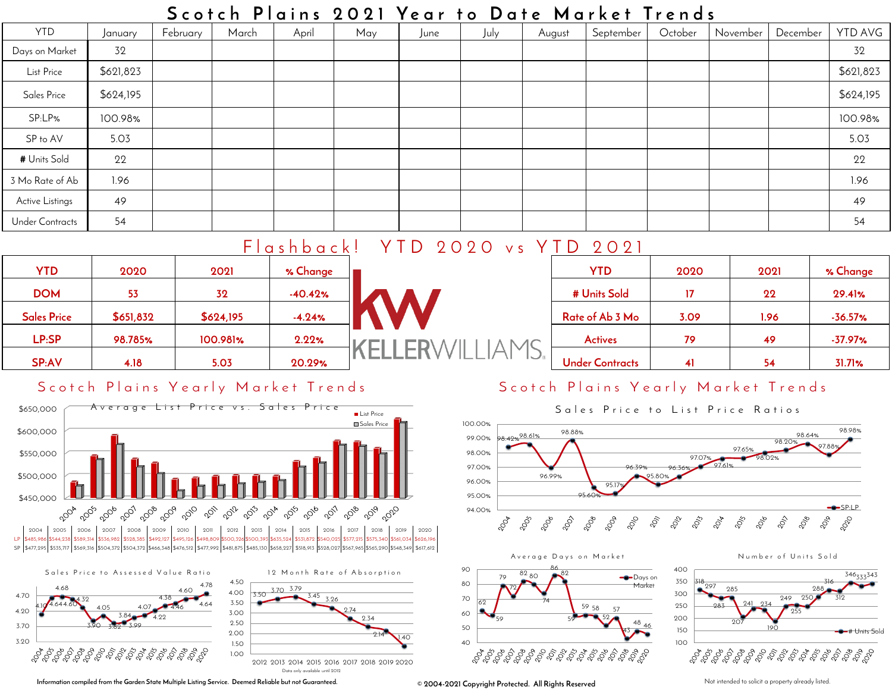# Scotch Plains 2021 Year to Date Market Trends

| YTD | January | February | March | April | May | June | July | August | September | October | November | December | YTD AVG |
|---|---|---|---|---|---|---|---|---|---|---|---|---|---|
| Days on Market | 32 | | | | | | | | | | | | 32 |
| List Price | $621,823 | | | | | | | | | | | | $621,823 |
| Sales Price | $624,195 | | | | | | | | | | | | $624,195 |
| SP:LP% | 100.98% | | | | | | | | | | | | 100.98% |
| SP to AV | 5.03 | | | | | | | | | | | | 5.03 |
| # Units Sold | 22 | | | | | | | | | | | | 22 |
| 3 Mo Rate of Ab | 1.96 | | | | | | | | | | | | 1.96 |
| Active Listings | 49 | | | | | | | | | | | | 49 |
| Under Contracts | 54 | | | | | | | | | | | | 54 |

## Flashback! YTD 2020 vs YTD 2021

| YTD | 2020 | 2021 | % Change |
|---|---|---|---|
| DOM | 53 | 32 | -40.42% |
| Sales Price | $651,832 | $624,195 | -4.24% |
| LP:SP | 98.785% | 100.981% | 2.22% |
| SP:AV | 4.18 | 5.03 | 20.29% |

KELLERWILLIAMS

| YTD | 2020 | 2021 | % Change |
|---|---|---|---|
| # Units Sold | 17 | 22 | 29.41% |
| Rate of Ab 3 Mo | 3.09 | 1.96 | -36.57% |
| Actives | 79 | 49 | -37.97% |
| Under Contracts | 41 | 54 | 31.71% |

## Scotch Plains Yearly Market Trends

Average List Price vs. Sales Price

List Price
Sales Price

$450,000 $500,000 $550,000 $600,000 $650,000

2004 2005 2006 2007 2008 2009 2010 2011 2012 2013 2014 2015 2016 2017 2018 2019 2020

| | 2004 | 2005 | 2006 | 2007 | 2008 | 2009 | 2010 | 2011 | 2012 | 2013 | 2014 | 2015 | 2016 | 2017 | 2018 | 2019 | 2020 |
|---|---|---|---|---|---|---|---|---|---|---|---|---|---|---|---|---|---|
| LP | $485,986 | $544,238 | $589,314 | $536,982 | $528,385 | $492,127 | $495,126 | $498,809 | $500,326 | $500,393 | $635,524 | $531,872 | $540,025 | $577,215 | $575,340 | $561,034 | $626,196 |
| SP | $477,295 | $535,717 | $569,316 | $504,372 | $504,372 | $466,348 | $476,512 | $477,992 | $481,875 | $485,130 | $658,227 | $518,913 | $528,027 | $567,965 | $565,290 | $548,349 | $617,612 |

## Scotch Plains Yearly Market Trends

Sales Price to List Price Ratios

98.42% 98.61% 96.99% 98.88% 95.60% 95.17% 96.39% 95.80% 96.36% 97.07% 97.61% 97.65% 98.02% 98.20% 98.64% 97.88% 98.98%

SP:LP

94.00% 95.00% 96.00% 97.00% 98.00% 99.00% 100.00%

2004 2005 2006 2007 2008 2009 2010 2011 2012 2013 2014 2015 2016 2017 2018 2019 2020

Sales Price to Assessed Value Ratio

4.10 4.64 4.68 4.60 4.32 3.90 4.05 3.82 3.84 3.99 4.07 4.22 4.38 4.46 4.60 4.64 4.78

3.20 3.70 4.20 4.70

2004 2005 2006 2007 2008 2009 2010 2011 2012 2013 2014 2015 2016 2017 2018 2019 2020

12 Month Rate of Absorption

3.50 3.70 3.79 3.45 3.26 2.74 2.34 2.14 1.40

1.00 1.50 2.00 2.50 3.00 3.50 4.00 4.50

2012 2013 2014 2015 2016 2017 2018 2019 2020

Data only available until 2012

Average Days on Market

62 59 79 72 82 80 74 86 82 59 59 58 52 57 43 48 46

Days on Market

40 50 60 70 80 90

2004 2005 2006 2007 2008 2009 2010 2011 2012 2013 2014 2015 2016 2017 2018 2019 2020

Number of Units Sold

318 297 283 285 207 241 234 190 249 255 250 288 316 312 346 333 343

Units Sold

100 150 200 250 300 350 400

2004 2005 2006 2007 2008 2009 2010 2011 2012 2013 2014 2015 2016 2017 2018 2019 2020

Information compiled from the Garden State Multiple Listing Service. Deemed Reliable but not Guaranteed.

© 2004-2021 Copyright Protected. All Rights Reserved

Not intended to solicit a property already listed.